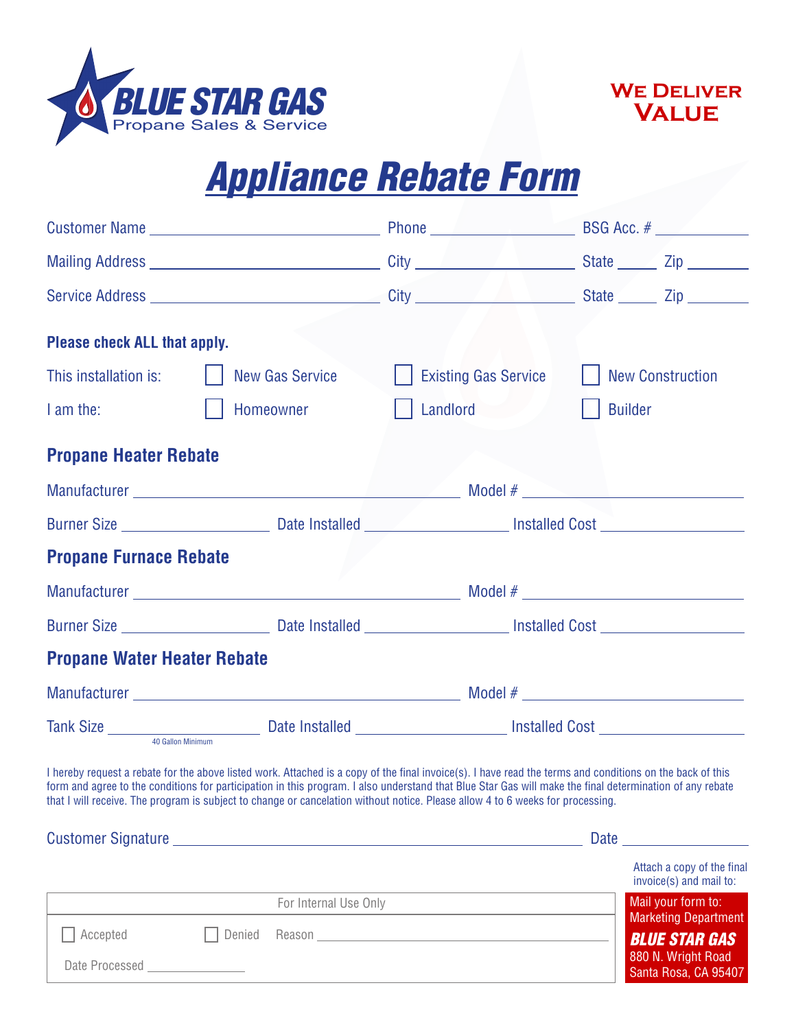**BLUE STAR GAS**
Propane Sales & Service

**WE DELIVER VALUE**

# Appliance Rebate Form

Customer Name \_\_\_\_\_\_\_\_\_\_\_\_\_\_\_\_\_\_\_\_ Phone \_\_\_\_\_\_\_\_\_\_\_\_ BSG Acc. # \_\_\_\_\_\_\_\_

Mailing Address \_\_\_\_\_\_\_\_\_\_\_\_\_\_\_\_\_\_\_\_ City \_\_\_\_\_\_\_\_\_\_\_\_ State \_\_\_\_ Zip \_\_\_\_\_\_

Service Address \_\_\_\_\_\_\_\_\_\_\_\_\_\_\_\_\_\_\_\_ City \_\_\_\_\_\_\_\_\_\_\_\_ State \_\_\_\_ Zip \_\_\_\_\_\_

**Please check ALL that apply.**

This installation is: ☐ New Gas Service ☐ Existing Gas Service ☐ New Construction

I am the: ☐ Homeowner ☐ Landlord ☐ Builder

## Propane Heater Rebate

Manufacturer \_\_\_\_\_\_\_\_\_\_\_\_\_\_\_\_\_\_\_\_ Model # \_\_\_\_\_\_\_\_\_\_\_\_\_\_\_\_

Burner Size \_\_\_\_\_\_\_\_\_\_ Date Installed \_\_\_\_\_\_\_\_\_\_ Installed Cost \_\_\_\_\_\_\_\_\_\_

## Propane Furnace Rebate

Manufacturer \_\_\_\_\_\_\_\_\_\_\_\_\_\_\_\_\_\_\_\_ Model # \_\_\_\_\_\_\_\_\_\_\_\_\_\_\_\_

Burner Size \_\_\_\_\_\_\_\_\_\_ Date Installed \_\_\_\_\_\_\_\_\_\_ Installed Cost \_\_\_\_\_\_\_\_\_\_

## Propane Water Heater Rebate

Manufacturer \_\_\_\_\_\_\_\_\_\_\_\_\_\_\_\_\_\_\_\_ Model # \_\_\_\_\_\_\_\_\_\_\_\_\_\_\_\_

Tank Size \_\_\_\_\_\_\_\_\_\_ Date Installed \_\_\_\_\_\_\_\_\_\_ Installed Cost \_\_\_\_\_\_\_\_\_\_

40 Gallon Minimum

I hereby request a rebate for the above listed work. Attached is a copy of the final invoice(s). I have read the terms and conditions on the back of this form and agree to the conditions for participation in this program. I also understand that Blue Star Gas will make the final determination of any rebate that I will receive. The program is subject to change or cancelation without notice. Please allow 4 to 6 weeks for processing.

Customer Signature \_\_\_\_\_\_\_\_\_\_\_\_\_\_\_\_\_\_\_\_\_\_\_\_\_\_\_\_\_\_ Date \_\_\_\_\_\_\_\_\_\_

Attach a copy of the final invoice(s) and mail to:

| For Internal Use Only |
|---|
| ☐ Accepted ☐ Denied Reason \_\_\_\_\_\_\_\_\_\_\_\_\_\_\_\_\_\_\_\_ |
| Date Processed \_\_\_\_\_\_\_\_\_\_ |

Mail your form to:
Marketing Department
**BLUE STAR GAS**
880 N. Wright Road
Santa Rosa, CA 95407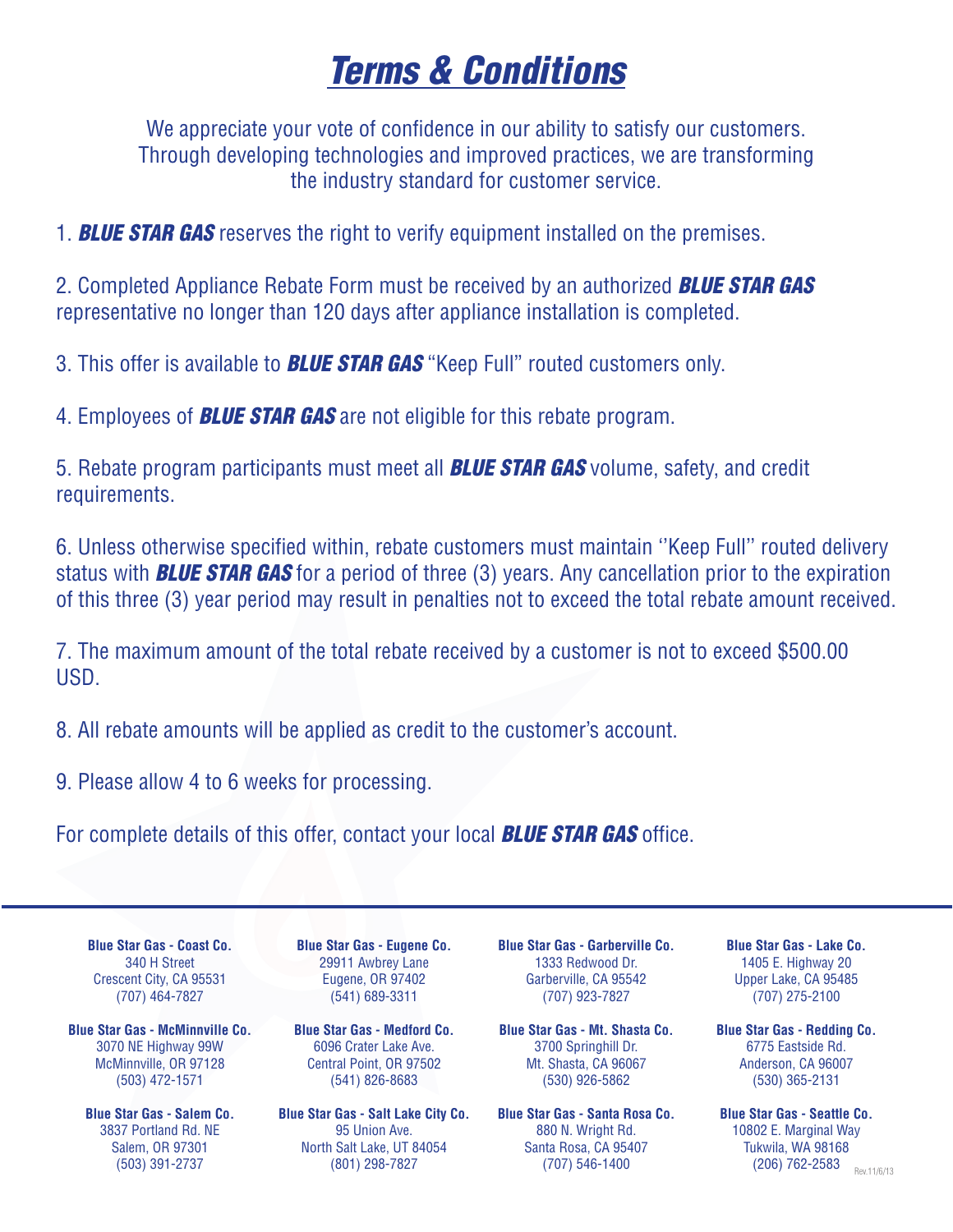# Terms & Conditions

We appreciate your vote of confidence in our ability to satisfy our customers. Through developing technologies and improved practices, we are transforming the industry standard for customer service.

1. ***BLUE STAR GAS*** reserves the right to verify equipment installed on the premises.

2. Completed Appliance Rebate Form must be received by an authorized ***BLUE STAR GAS*** representative no longer than 120 days after appliance installation is completed.

3. This offer is available to ***BLUE STAR GAS*** "Keep Full" routed customers only.

4. Employees of ***BLUE STAR GAS*** are not eligible for this rebate program.

5. Rebate program participants must meet all ***BLUE STAR GAS*** volume, safety, and credit requirements.

6. Unless otherwise specified within, rebate customers must maintain ''Keep Full'' routed delivery status with ***BLUE STAR GAS*** for a period of three (3) years. Any cancellation prior to the expiration of this three (3) year period may result in penalties not to exceed the total rebate amount received.

7. The maximum amount of the total rebate received by a customer is not to exceed $500.00 USD.

8. All rebate amounts will be applied as credit to the customer's account.

9. Please allow 4 to 6 weeks for processing.

For complete details of this offer, contact your local ***BLUE STAR GAS*** office.

---

**Blue Star Gas - Coast Co.**
340 H Street
Crescent City, CA 95531
(707) 464-7827

**Blue Star Gas - Eugene Co.**
29911 Awbrey Lane
Eugene, OR 97402
(541) 689-3311

**Blue Star Gas - Garberville Co.**
1333 Redwood Dr.
Garberville, CA 95542
(707) 923-7827

**Blue Star Gas - Lake Co.**
1405 E. Highway 20
Upper Lake, CA 95485
(707) 275-2100

**Blue Star Gas - McMinnville Co.**
3070 NE Highway 99W
McMinnville, OR 97128
(503) 472-1571

**Blue Star Gas - Medford Co.**
6096 Crater Lake Ave.
Central Point, OR 97502
(541) 826-8683

**Blue Star Gas - Mt. Shasta Co.**
3700 Springhill Dr.
Mt. Shasta, CA 96067
(530) 926-5862

**Blue Star Gas - Redding Co.**
6775 Eastside Rd.
Anderson, CA 96007
(530) 365-2131

**Blue Star Gas - Salem Co.**
3837 Portland Rd. NE
Salem, OR 97301
(503) 391-2737

**Blue Star Gas - Salt Lake City Co.**
95 Union Ave.
North Salt Lake, UT 84054
(801) 298-7827

**Blue Star Gas - Santa Rosa Co.**
880 N. Wright Rd.
Santa Rosa, CA 95407
(707) 546-1400

**Blue Star Gas - Seattle Co.**
10802 E. Marginal Way
Tukwila, WA 98168
(206) 762-2583

Rev.11/6/13